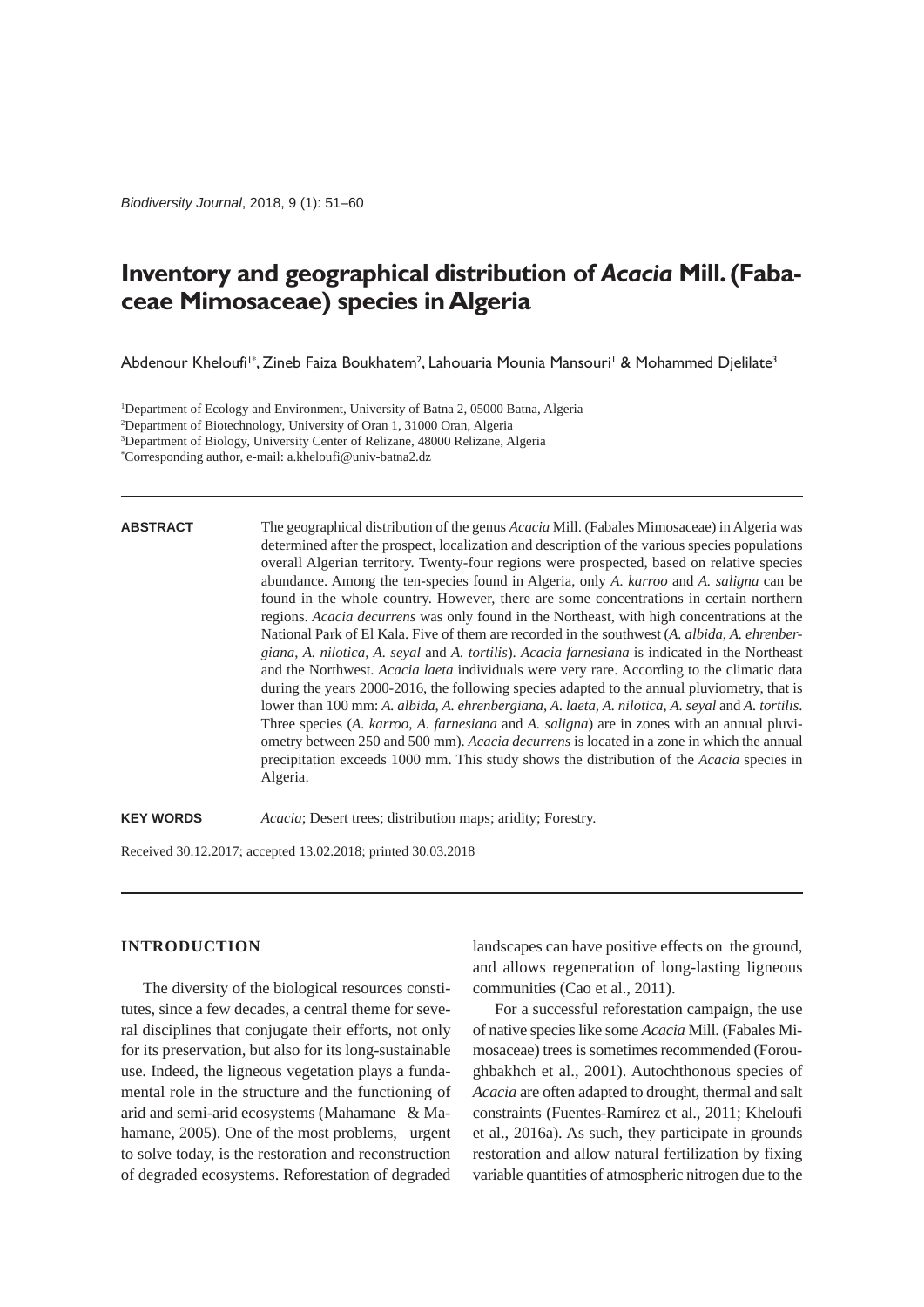# Inventory and geographical distribution of *Acacia* Mill. (Fabaceae Mimosaceae) species in Algeria

Abdenour Kheloufi[1*], Zineb Faiza Boukhatem[2], Lahouaria Mounia Mansouri[1] & Mohammed Djelilate[3]

[1]Department of Ecology and Environment, University of Batna 2, 05000 Batna, Algeria
[2]Department of Biotechnology, University of Oran 1, 31000 Oran, Algeria
[3]Department of Biology, University Center of Relizane, 48000 Relizane, Algeria
[*]Corresponding author, e-mail: a.kheloufi@univ-batna2.dz

**ABSTRACT**

The geographical distribution of the genus *Acacia* Mill. (Fabales Mimosaceae) in Algeria was determined after the prospect, localization and description of the various species populations overall Algerian territory. Twenty-four regions were prospected, based on relative species abundance. Among the ten-species found in Algeria, only *A. karroo* and *A. saligna* can be found in the whole country. However, there are some concentrations in certain northern regions. *Acacia decurrens* was only found in the Northeast, with high concentrations at the National Park of El Kala. Five of them are recorded in the southwest (*A. albida*, *A. ehrenbergiana*, *A. nilotica*, *A. seyal* and *A. tortilis*). *Acacia farnesiana* is indicated in the Northeast and the Northwest. *Acacia laeta* individuals were very rare. According to the climatic data during the years 2000-2016, the following species adapted to the annual pluviometry, that is lower than 100 mm: *A. albida*, *A. ehrenbergiana*, *A. laeta*, *A. nilotica*, *A. seyal* and *A. tortilis*. Three species (*A. karroo*, *A. farnesiana* and *A. saligna*) are in zones with an annual pluviometry between 250 and 500 mm). *Acacia decurrens* is located in a zone in which the annual precipitation exceeds 1000 mm. This study shows the distribution of the *Acacia* species in Algeria.

**KEY WORDS**

*Acacia*; Desert trees; distribution maps; aridity; Forestry.

Received 30.12.2017; accepted 13.02.2018; printed 30.03.2018

## INTRODUCTION

The diversity of the biological resources constitutes, since a few decades, a central theme for several disciplines that conjugate their efforts, not only for its preservation, but also for its long-sustainable use. Indeed, the ligneous vegetation plays a fundamental role in the structure and the functioning of arid and semi-arid ecosystems (Mahamane & Mahamane, 2005). One of the most problems, urgent to solve today, is the restoration and reconstruction of degraded ecosystems. Reforestation of degraded landscapes can have positive effects on the ground, and allows regeneration of long-lasting ligneous communities (Cao et al., 2011).

For a successful reforestation campaign, the use of native species like some *Acacia* Mill. (Fabales Mimosaceae) trees is sometimes recommended (Foroughbakhch et al., 2001). Autochthonous species of *Acacia* are often adapted to drought, thermal and salt constraints (Fuentes-Ramírez et al., 2011; Kheloufi et al., 2016a). As such, they participate in grounds restoration and allow natural fertilization by fixing variable quantities of atmospheric nitrogen due to the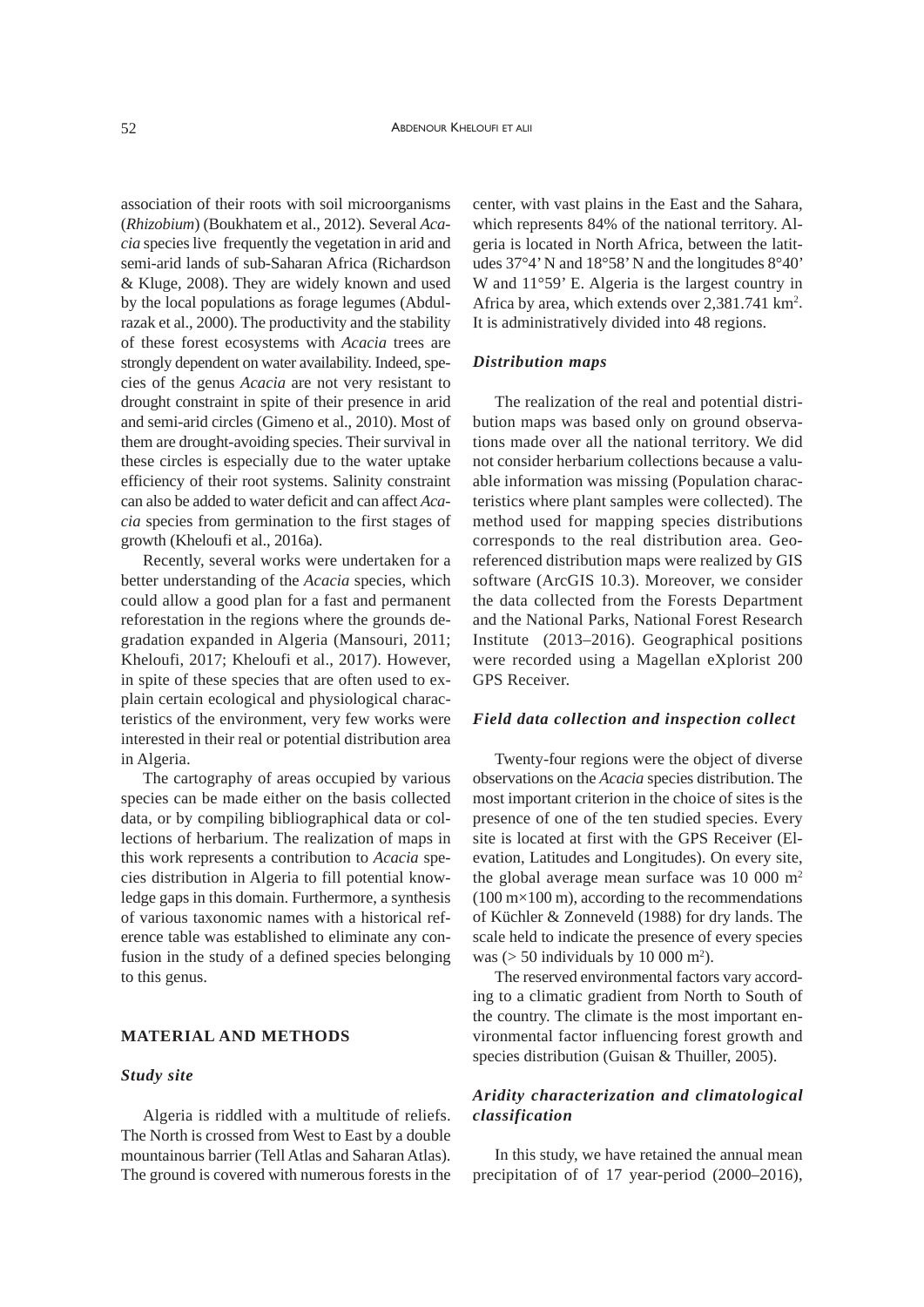association of their roots with soil microorganisms (*Rhizobium*) (Boukhatem et al., 2012). Several *Acacia* species live frequently the vegetation in arid and semi-arid lands of sub-Saharan Africa (Richardson & Kluge, 2008). They are widely known and used by the local populations as forage legumes (Abdulrazak et al., 2000). The productivity and the stability of these forest ecosystems with *Acacia* trees are strongly dependent on water availability. Indeed, species of the genus *Acacia* are not very resistant to drought constraint in spite of their presence in arid and semi-arid circles (Gimeno et al., 2010). Most of them are drought-avoiding species. Their survival in these circles is especially due to the water uptake efficiency of their root systems. Salinity constraint can also be added to water deficit and can affect *Acacia* species from germination to the first stages of growth (Kheloufi et al., 2016a).

Recently, several works were undertaken for a better understanding of the *Acacia* species, which could allow a good plan for a fast and permanent reforestation in the regions where the grounds degradation expanded in Algeria (Mansouri, 2011; Kheloufi, 2017; Kheloufi et al., 2017). However, in spite of these species that are often used to explain certain ecological and physiological characteristics of the environment, very few works were interested in their real or potential distribution area in Algeria.

The cartography of areas occupied by various species can be made either on the basis collected data, or by compiling bibliographical data or collections of herbarium. The realization of maps in this work represents a contribution to *Acacia* species distribution in Algeria to fill potential knowledge gaps in this domain. Furthermore, a synthesis of various taxonomic names with a historical reference table was established to eliminate any confusion in the study of a defined species belonging to this genus.

## MATERIAL AND METHODS

### *Study site*

Algeria is riddled with a multitude of reliefs. The North is crossed from West to East by a double mountainous barrier (Tell Atlas and Saharan Atlas). The ground is covered with numerous forests in the center, with vast plains in the East and the Sahara, which represents 84% of the national territory. Algeria is located in North Africa, between the latitudes 37°4' N and 18°58' N and the longitudes 8°40' W and 11°59' E. Algeria is the largest country in Africa by area, which extends over 2,381.741 km$^2$. It is administratively divided into 48 regions.

### *Distribution maps*

The realization of the real and potential distribution maps was based only on ground observations made over all the national territory. We did not consider herbarium collections because a valuable information was missing (Population characteristics where plant samples were collected). The method used for mapping species distributions corresponds to the real distribution area. Georeferenced distribution maps were realized by GIS software (ArcGIS 10.3). Moreover, we consider the data collected from the Forests Department and the National Parks, National Forest Research Institute (2013–2016). Geographical positions were recorded using a Magellan eXplorist 200 GPS Receiver.

### *Field data collection and inspection collect*

Twenty-four regions were the object of diverse observations on the *Acacia* species distribution. The most important criterion in the choice of sites is the presence of one of the ten studied species. Every site is located at first with the GPS Receiver (Elevation, Latitudes and Longitudes). On every site, the global average mean surface was 10 000 m$^2$ (100 m×100 m), according to the recommendations of Küchler & Zonneveld (1988) for dry lands. The scale held to indicate the presence of every species was (> 50 individuals by 10 000 m$^2$).

The reserved environmental factors vary according to a climatic gradient from North to South of the country. The climate is the most important environmental factor influencing forest growth and species distribution (Guisan & Thuiller, 2005).

### *Aridity characterization and climatological classification*

In this study, we have retained the annual mean precipitation of of 17 year-period (2000–2016),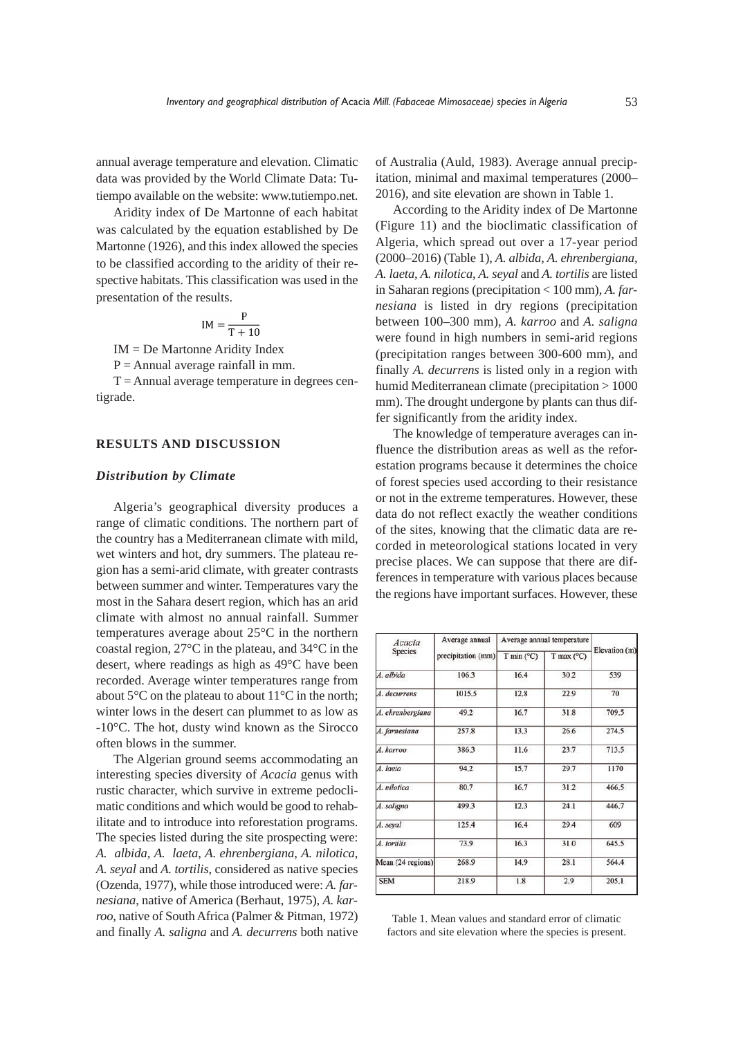annual average temperature and elevation. Climatic data was provided by the World Climate Data: Tutiempo available on the website: www.tutiempo.net.

Aridity index of De Martonne of each habitat was calculated by the equation established by De Martonne (1926), and this index allowed the species to be classified according to the aridity of their respective habitats. This classification was used in the presentation of the results.

$$IM = \frac{P}{T + 10}$$

IM = De Martonne Aridity Index

P = Annual average rainfall in mm.

T = Annual average temperature in degrees centigrade.

## RESULTS AND DISCUSSION

### *Distribution by Climate*

Algeria's geographical diversity produces a range of climatic conditions. The northern part of the country has a Mediterranean climate with mild, wet winters and hot, dry summers. The plateau region has a semi-arid climate, with greater contrasts between summer and winter. Temperatures vary the most in the Sahara desert region, which has an arid climate with almost no annual rainfall. Summer temperatures average about 25°C in the northern coastal region, 27°C in the plateau, and 34°C in the desert, where readings as high as 49°C have been recorded. Average winter temperatures range from about 5°C on the plateau to about 11°C in the north; winter lows in the desert can plummet to as low as -10°C. The hot, dusty wind known as the Sirocco often blows in the summer.

The Algerian ground seems accommodating an interesting species diversity of *Acacia* genus with rustic character, which survive in extreme pedoclimatic conditions and which would be good to rehabilitate and to introduce into reforestation programs. The species listed during the site prospecting were: *A. albida*, *A. laeta*, *A. ehrenbergiana*, *A. nilotica*, *A. seyal* and *A. tortilis*, considered as native species (Ozenda, 1977), while those introduced were: *A. farnesiana*, native of America (Berhaut, 1975), *A. karroo*, native of South Africa (Palmer & Pitman, 1972) and finally *A. saligna* and *A. decurrens* both native of Australia (Auld, 1983). Average annual precipitation, minimal and maximal temperatures (2000–2016), and site elevation are shown in Table 1.

According to the Aridity index of De Martonne (Figure 11) and the bioclimatic classification of Algeria, which spread out over a 17-year period (2000–2016) (Table 1), *A. albida*, *A. ehrenbergiana*, *A. laeta*, *A. nilotica*, *A. seyal* and *A. tortilis* are listed in Saharan regions (precipitation < 100 mm), *A. farnesiana* is listed in dry regions (precipitation between 100–300 mm), *A. karroo* and *A. saligna* were found in high numbers in semi-arid regions (precipitation ranges between 300-600 mm), and finally *A. decurrens* is listed only in a region with humid Mediterranean climate (precipitation > 1000 mm). The drought undergone by plants can thus differ significantly from the aridity index.

The knowledge of temperature averages can influence the distribution areas as well as the reforestation programs because it determines the choice of forest species used according to their resistance or not in the extreme temperatures. However, these data do not reflect exactly the weather conditions of the sites, knowing that the climatic data are recorded in meteorological stations located in very precise places. We can suppose that there are differences in temperature with various places because the regions have important surfaces. However, these

| *Acacia* Species | Average annual precipitation (mm) | Average annual temperature | | Elevation (m) |
|---|---|---|---|---|
| | | T min (°C) | T max (°C) | |
| *A. albida* | 106.3 | 16.4 | 30.2 | 539 |
| *A. decurrens* | 1015.5 | 12.8 | 22.9 | 70 |
| *A. ehrenbergiana* | 49.2 | 16.7 | 31.8 | 709.5 |
| *A. farnesiana* | 257.8 | 13.3 | 26.6 | 274.5 |
| *A. karroo* | 386.3 | 11.6 | 23.7 | 713.5 |
| *A. laeta* | 94.2 | 15.7 | 29.7 | 1170 |
| *A. nilotica* | 80.7 | 16.7 | 31.2 | 466.5 |
| *A. saligna* | 499.3 | 12.3 | 24.1 | 446.7 |
| *A. seyal* | 125.4 | 16.4 | 29.4 | 609 |
| *A. tortilis* | 73.9 | 16.3 | 31.0 | 645.5 |
| Mean (24 regions) | 268.9 | 14.9 | 28.1 | 564.4 |
| SEM | 218.9 | 1.8 | 2.9 | 205.1 |

Table 1. Mean values and standard error of climatic factors and site elevation where the species is present.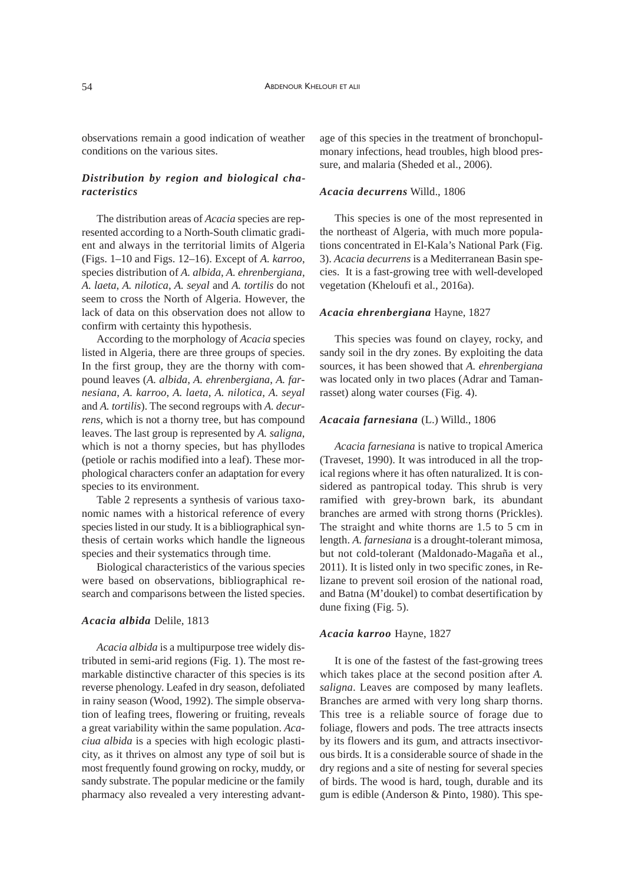observations remain a good indication of weather conditions on the various sites.

### *Distribution by region and biological characteristics*

The distribution areas of *Acacia* species are represented according to a North-South climatic gradient and always in the territorial limits of Algeria (Figs. 1–10 and Figs. 12–16). Except of *A. karroo*, species distribution of *A. albida*, *A. ehrenbergiana*, *A. laeta*, *A. nilotica*, *A. seyal* and *A. tortilis* do not seem to cross the North of Algeria. However, the lack of data on this observation does not allow to confirm with certainty this hypothesis.

According to the morphology of *Acacia* species listed in Algeria, there are three groups of species. In the first group, they are the thorny with compound leaves (*A. albida*, *A. ehrenbergiana*, *A. farnesiana*, *A. karroo*, *A. laeta*, *A. nilotica*, *A. seyal* and *A. tortilis*). The second regroups with *A. decurrens*, which is not a thorny tree, but has compound leaves. The last group is represented by *A. saligna*, which is not a thorny species, but has phyllodes (petiole or rachis modified into a leaf). These morphological characters confer an adaptation for every species to its environment.

Table 2 represents a synthesis of various taxonomic names with a historical reference of every species listed in our study. It is a bibliographical synthesis of certain works which handle the ligneous species and their systematics through time.

Biological characteristics of the various species were based on observations, bibliographical research and comparisons between the listed species.

#### ***Acacia albida*** Delile, 1813

*Acacia albida* is a multipurpose tree widely distributed in semi-arid regions (Fig. 1). The most remarkable distinctive character of this species is its reverse phenology. Leafed in dry season, defoliated in rainy season (Wood, 1992). The simple observation of leafing trees, flowering or fruiting, reveals a great variability within the same population. *Acaciua albida* is a species with high ecologic plasticity, as it thrives on almost any type of soil but is most frequently found growing on rocky, muddy, or sandy substrate. The popular medicine or the family pharmacy also revealed a very interesting advantage of this species in the treatment of bronchopulmonary infections, head troubles, high blood pressure, and malaria (Sheded et al., 2006).

#### ***Acacia decurrens*** Willd., 1806

This species is one of the most represented in the northeast of Algeria, with much more populations concentrated in El-Kala's National Park (Fig. 3). *Acacia decurrens* is a Mediterranean Basin species. It is a fast-growing tree with well-developed vegetation (Kheloufi et al., 2016a).

#### ***Acacia ehrenbergiana*** Hayne, 1827

This species was found on clayey, rocky, and sandy soil in the dry zones. By exploiting the data sources, it has been showed that *A. ehrenbergiana* was located only in two places (Adrar and Tamanrasset) along water courses (Fig. 4).

#### ***Acacaia farnesiana*** (L.) Willd., 1806

*Acacia farnesiana* is native to tropical America (Traveset, 1990). It was introduced in all the tropical regions where it has often naturalized. It is considered as pantropical today. This shrub is very ramified with grey-brown bark, its abundant branches are armed with strong thorns (Prickles). The straight and white thorns are 1.5 to 5 cm in length. *A. farnesiana* is a drought-tolerant mimosa, but not cold-tolerant (Maldonado-Magaña et al., 2011). It is listed only in two specific zones, in Relizane to prevent soil erosion of the national road, and Batna (M'doukel) to combat desertification by dune fixing (Fig. 5).

#### ***Acacia karroo*** Hayne, 1827

It is one of the fastest of the fast-growing trees which takes place at the second position after *A. saligna*. Leaves are composed by many leaflets. Branches are armed with very long sharp thorns. This tree is a reliable source of forage due to foliage, flowers and pods. The tree attracts insects by its flowers and its gum, and attracts insectivorous birds. It is a considerable source of shade in the dry regions and a site of nesting for several species of birds. The wood is hard, tough, durable and its gum is edible (Anderson & Pinto, 1980). This spe-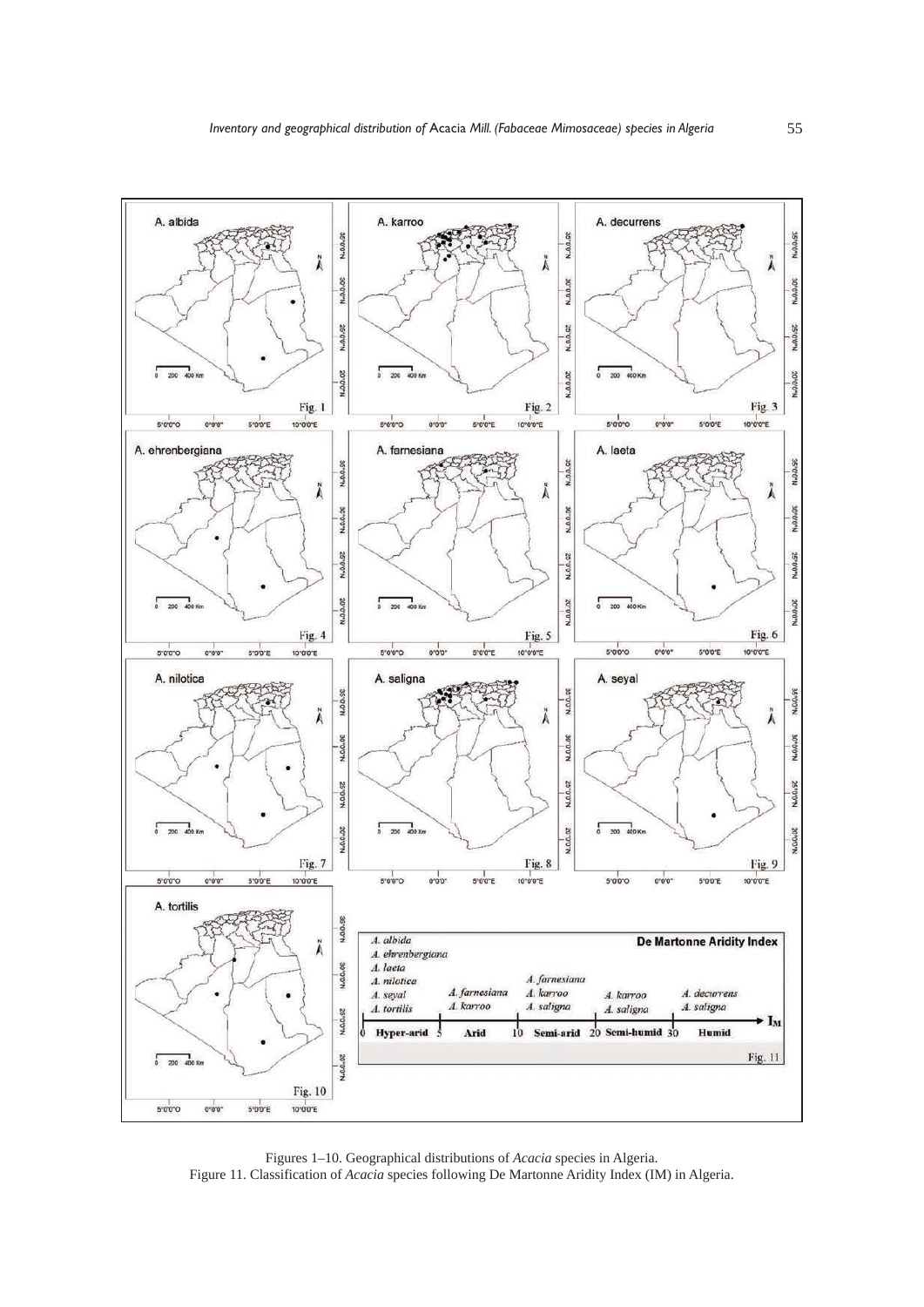Figures 1–10. Geographical distributions of *Acacia* species in Algeria.
Figure 11. Classification of *Acacia* species following De Martonne Aridity Index (IM) in Algeria.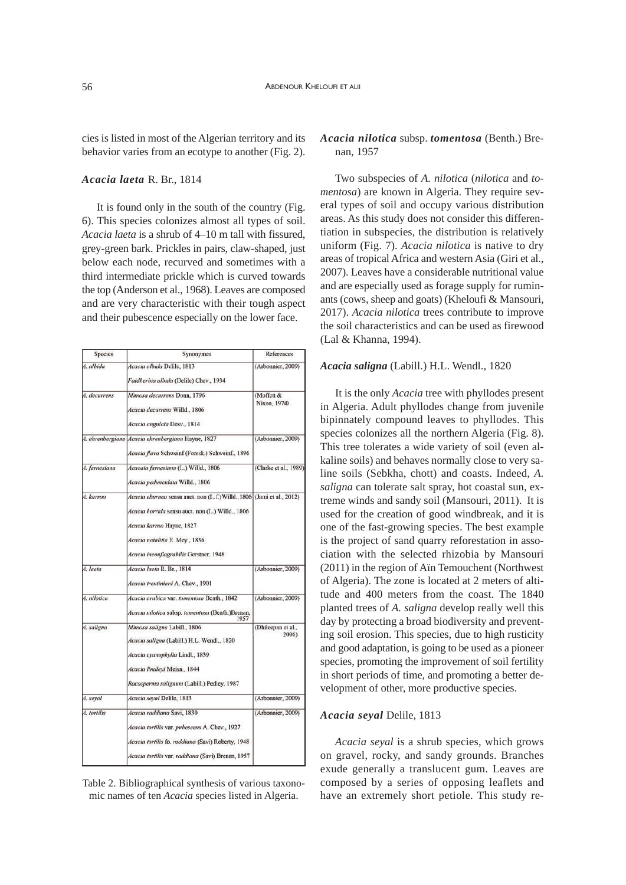cies is listed in most of the Algerian territory and its behavior varies from an ecotype to another (Fig. 2).

### *Acacia laeta* R. Br., 1814

It is found only in the south of the country (Fig. 6). This species colonizes almost all types of soil. *Acacia laeta* is a shrub of 4–10 m tall with fissured, grey-green bark. Prickles in pairs, claw-shaped, just below each node, recurved and sometimes with a third intermediate prickle which is curved towards the top (Anderson et al., 1968). Leaves are composed and are very characteristic with their tough aspect and their pubescence especially on the lower face.

| Species | Synonymes | References |
|---|---|---|
| *A. albida* | *Acacia albida* Delile, 1813<br>*Faidherbia albida* (Delile) Chev., 1934 | (Arbonnier, 2009) |
| *A. decurrens* | *Mimosa decurrens* Donn, 1796<br>*Acacia decurrens* Willd., 1806<br>*Acacia angulata* Desv., 1814 | (Moffett & Nixon, 1974) |
| *A. ehrenbergiana* | *Acacia ehrenbergiana* Hayne, 1827<br>*Acacia flava* Schweinf (Forssk.) Schweinf., 1896 | (Arbonnier, 2009) |
| *A. farnesiana* | *Acacaia farnesiana* (L.) Willd., 1806<br>*Acacia pedunculata* Willd., 1806 | (Clarke et al., 1989) |
| *A. karroo* | *Acacia eburnea* sensu auct. non (L.f.) Willd., 1806<br>*Acacia horrida* sensu auct. non (L.) Willd., 1806<br>*Acacia karroo* Hayne, 1827<br>*Acacia natalitia* E. Mey., 1836<br>*Acacia inconflagrabilis* Gerstner, 1948 | (Jami et al., 2012) |
| *A. laeta* | *Acacia laeta* R. Br., 1814<br>*Acacia trentiniani* A. Chev., 1901 | (Arbonnier, 2009) |
| *A. nilotica* | *Acacia arabica* var. *tomentosa* Benth., 1842<br>*Acacia nilotica* subsp. *tomentosa* (Benth.)Brenan, 1957 | (Arbonnier, 2009) |
| *A. saligna* | *Mimosa saligna* Labill., 1806<br>*Acacia saligna* (Labill.) H.L. Wendl., 1820<br>*Acacia cyanophylla* Lindl., 1839<br>*Acacia lindleyi* Meisn., 1844<br>*Racosperma salignum* (Labill.) Pedley, 1987 | (Dhileepan et al., 2006) |
| *A. seyal* | *Acacia seyal* Delile, 1813 | (Arbonnier, 2009) |
| *A. tortilis* | *Acacia raddiana* Savi, 1830<br>*Acacia tortilis* var. *pubescens* A. Chev., 1927<br>*Acacia tortilis* fo. *raddiana* (Savi) Roberty, 1948<br>*Acacia tortilis* var. *raddiana* (Savi) Brenan, 1957 | (Arbonnier, 2009) |

Table 2. Bibliographical synthesis of various taxonomic names of ten *Acacia* species listed in Algeria.

### *Acacia nilotica* subsp. *tomentosa* (Benth.) Brenan, 1957

Two subspecies of *A. nilotica* (*nilotica* and *tomentosa*) are known in Algeria. They require several types of soil and occupy various distribution areas. As this study does not consider this differentiation in subspecies, the distribution is relatively uniform (Fig. 7). *Acacia nilotica* is native to dry areas of tropical Africa and western Asia (Giri et al., 2007). Leaves have a considerable nutritional value and are especially used as forage supply for ruminants (cows, sheep and goats) (Kheloufi & Mansouri, 2017). *Acacia nilotica* trees contribute to improve the soil characteristics and can be used as firewood (Lal & Khanna, 1994).

### *Acacia saligna* (Labill.) H.L. Wendl., 1820

It is the only *Acacia* tree with phyllodes present in Algeria. Adult phyllodes change from juvenile bipinnately compound leaves to phyllodes. This species colonizes all the northern Algeria (Fig. 8). This tree tolerates a wide variety of soil (even alkaline soils) and behaves normally close to very saline soils (Sebkha, chott) and coasts. Indeed, *A. saligna* can tolerate salt spray, hot coastal sun, extreme winds and sandy soil (Mansouri, 2011). It is used for the creation of good windbreak, and it is one of the fast-growing species. The best example is the project of sand quarry reforestation in association with the selected rhizobia by Mansouri (2011) in the region of Aïn Temouchent (Northwest of Algeria). The zone is located at 2 meters of altitude and 400 meters from the coast. The 1840 planted trees of *A. saligna* develop really well this day by protecting a broad biodiversity and preventing soil erosion. This species, due to high rusticity and good adaptation, is going to be used as a pioneer species, promoting the improvement of soil fertility in short periods of time, and promoting a better development of other, more productive species.

### *Acacia seyal* Delile, 1813

*Acacia seyal* is a shrub species, which grows on gravel, rocky, and sandy grounds. Branches exude generally a translucent gum. Leaves are composed by a series of opposing leaflets and have an extremely short petiole. This study re-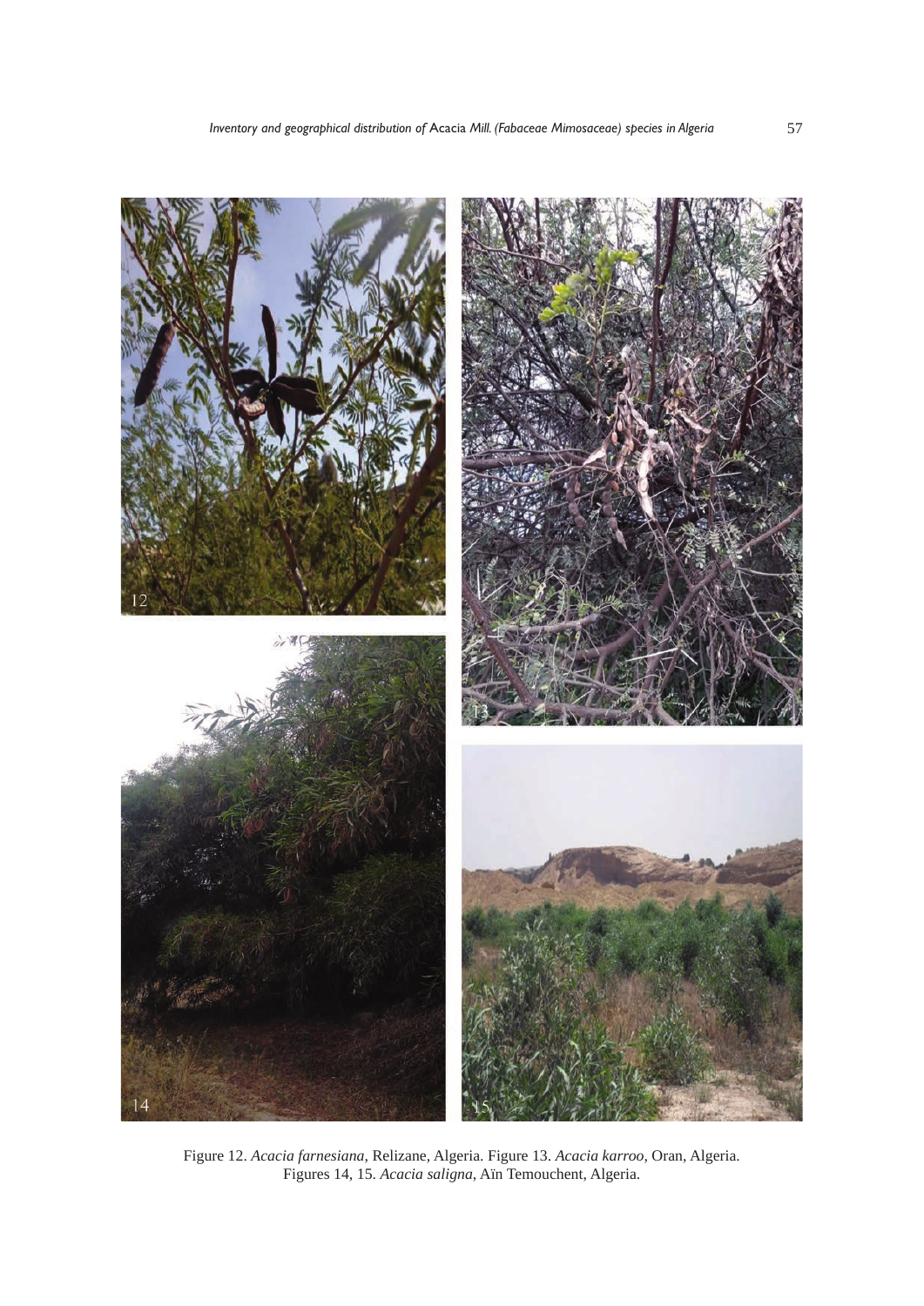Figure 12. *Acacia farnesiana*, Relizane, Algeria. Figure 13. *Acacia karroo*, Oran, Algeria. Figures 14, 15. *Acacia saligna*, Aïn Temouchent, Algeria.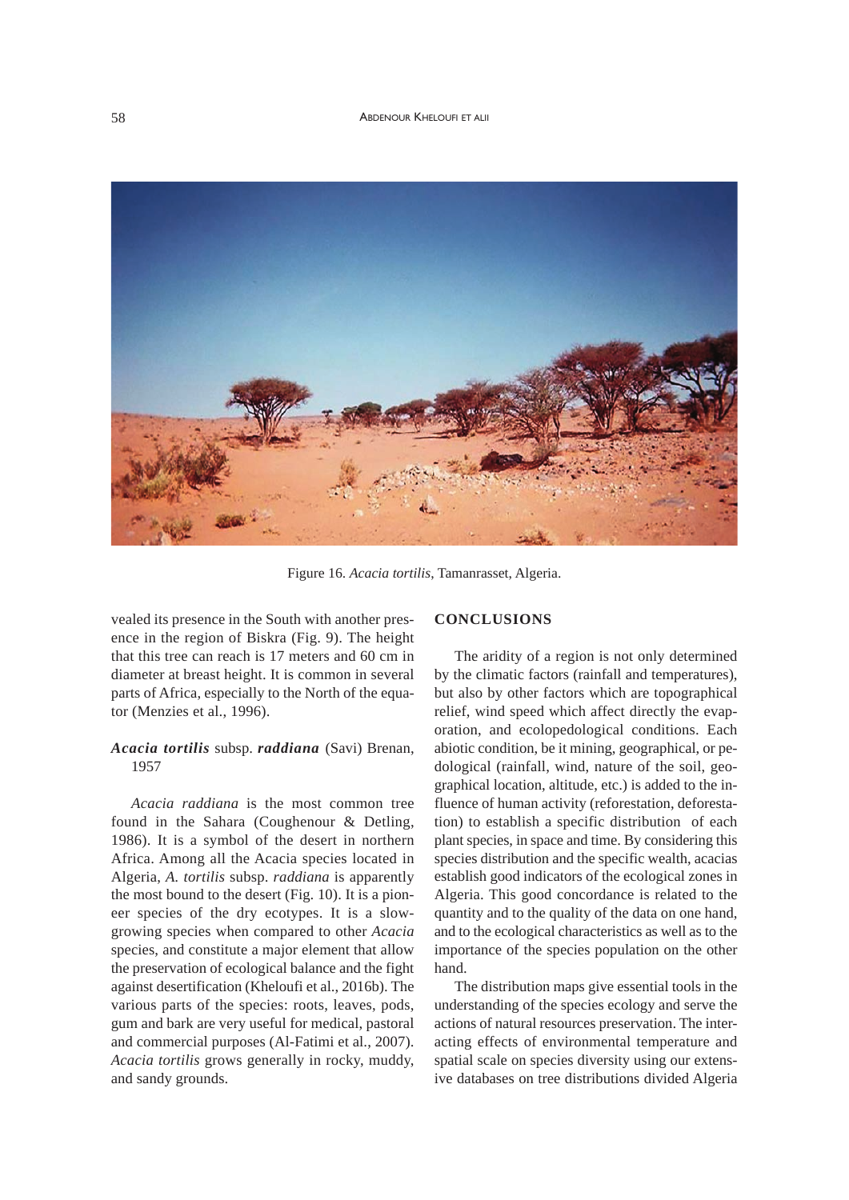Figure 16. *Acacia tortilis*, Tamanrasset, Algeria.

vealed its presence in the South with another presence in the region of Biskra (Fig. 9). The height that this tree can reach is 17 meters and 60 cm in diameter at breast height. It is common in several parts of Africa, especially to the North of the equator (Menzies et al., 1996).

***Acacia tortilis*** **subsp.** ***raddiana*** (Savi) Brenan, 1957

*Acacia raddiana* is the most common tree found in the Sahara (Coughenour & Detling, 1986). It is a symbol of the desert in northern Africa. Among all the Acacia species located in Algeria, *A. tortilis* subsp. *raddiana* is apparently the most bound to the desert (Fig. 10). It is a pioneer species of the dry ecotypes. It is a slow-growing species when compared to other *Acacia* species, and constitute a major element that allow the preservation of ecological balance and the fight against desertification (Kheloufi et al., 2016b). The various parts of the species: roots, leaves, pods, gum and bark are very useful for medical, pastoral and commercial purposes (Al-Fatimi et al., 2007). *Acacia tortilis* grows generally in rocky, muddy, and sandy grounds.

## CONCLUSIONS

The aridity of a region is not only determined by the climatic factors (rainfall and temperatures), but also by other factors which are topographical relief, wind speed which affect directly the evaporation, and ecolopedological conditions. Each abiotic condition, be it mining, geographical, or pedological (rainfall, wind, nature of the soil, geographical location, altitude, etc.) is added to the influence of human activity (reforestation, deforestation) to establish a specific distribution of each plant species, in space and time. By considering this species distribution and the specific wealth, acacias establish good indicators of the ecological zones in Algeria. This good concordance is related to the quantity and to the quality of the data on one hand, and to the ecological characteristics as well as to the importance of the species population on the other hand.

The distribution maps give essential tools in the understanding of the species ecology and serve the actions of natural resources preservation. The interacting effects of environmental temperature and spatial scale on species diversity using our extensive databases on tree distributions divided Algeria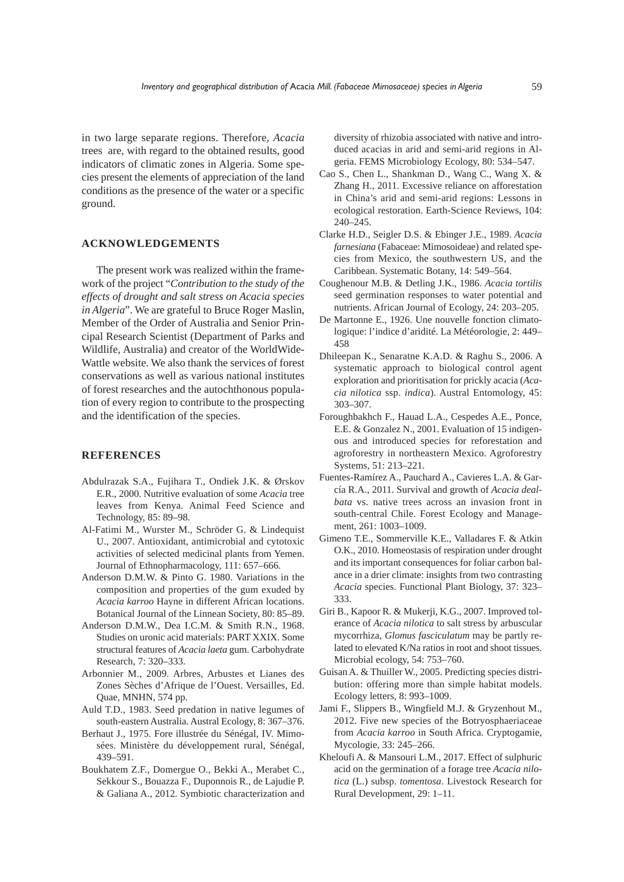in two large separate regions. Therefore, *Acacia* trees are, with regard to the obtained results, good indicators of climatic zones in Algeria. Some species present the elements of appreciation of the land conditions as the presence of the water or a specific ground.

## ACKNOWLEDGEMENTS

The present work was realized within the framework of the project "*Contribution to the study of the effects of drought and salt stress on Acacia species in Algeria*". We are grateful to Bruce Roger Maslin, Member of the Order of Australia and Senior Principal Research Scientist (Department of Parks and Wildlife, Australia) and creator of the WorldWide-Wattle website. We also thank the services of forest conservations as well as various national institutes of forest researches and the autochthonous population of every region to contribute to the prospecting and the identification of the species.

## REFERENCES

Abdulrazak S.A., Fujihara T., Ondiek J.K. & Ørskov E.R., 2000. Nutritive evaluation of some *Acacia* tree leaves from Kenya. Animal Feed Science and Technology, 85: 89–98.

Al-Fatimi M., Wurster M., Schröder G. & Lindequist U., 2007. Antioxidant, antimicrobial and cytotoxic activities of selected medicinal plants from Yemen. Journal of Ethnopharmacology, 111: 657–666.

Anderson D.M.W. & Pinto G. 1980. Variations in the composition and properties of the gum exuded by *Acacia karroo* Hayne in different African locations. Botanical Journal of the Linnean Society, 80: 85–89.

Anderson D.M.W., Dea I.C.M. & Smith R.N., 1968. Studies on uronic acid materials: PART XXIX. Some structural features of *Acacia laeta* gum. Carbohydrate Research, 7: 320–333.

Arbonnier M., 2009. Arbres, Arbustes et Lianes des Zones Sèches d'Afrique de l'Ouest. Versailles, Ed. Quae, MNHN, 574 pp.

Auld T.D., 1983. Seed predation in native legumes of south-eastern Australia. Austral Ecology, 8: 367–376.

Berhaut J., 1975. Fore illustrée du Sénégal, IV. Mimosées. Ministère du développement rural, Sénégal, 439–591.

Boukhatem Z.F., Domergue O., Bekki A., Merabet C., Sekkour S., Bouazza F., Duponnois R., de Lajudie P. & Galiana A., 2012. Symbiotic characterization and diversity of rhizobia associated with native and introduced acacias in arid and semi-arid regions in Algeria. FEMS Microbiology Ecology, 80: 534–547.

Cao S., Chen L., Shankman D., Wang C., Wang X. & Zhang H., 2011. Excessive reliance on afforestation in China's arid and semi-arid regions: Lessons in ecological restoration. Earth-Science Reviews, 104: 240–245.

Clarke H.D., Seigler D.S. & Ebinger J.E., 1989. *Acacia farnesiana* (Fabaceae: Mimosoideae) and related species from Mexico, the southwestern US, and the Caribbean. Systematic Botany, 14: 549–564.

Coughenour M.B. & Detling J.K., 1986. *Acacia tortilis* seed germination responses to water potential and nutrients. African Journal of Ecology, 24: 203–205.

De Martonne E., 1926. Une nouvelle fonction climatologique: l'indice d'aridité. La Météorologie, 2: 449–458

Dhileepan K., Senaratne K.A.D. & Raghu S., 2006. A systematic approach to biological control agent exploration and prioritisation for prickly acacia (*Acacia nilotica* ssp. *indica*). Austral Entomology, 45: 303–307.

Foroughbakhch F., Hauad L.A., Cespedes A.E., Ponce, E.E. & Gonzalez N., 2001. Evaluation of 15 indigenous and introduced species for reforestation and agroforestry in northeastern Mexico. Agroforestry Systems, 51: 213–221.

Fuentes-Ramírez A., Pauchard A., Cavieres L.A. & García R.A., 2011. Survival and growth of *Acacia dealbata* vs. native trees across an invasion front in south-central Chile. Forest Ecology and Management, 261: 1003–1009.

Gimeno T.E., Sommerville K.E., Valladares F. & Atkin O.K., 2010. Homeostasis of respiration under drought and its important consequences for foliar carbon balance in a drier climate: insights from two contrasting *Acacia* species. Functional Plant Biology, 37: 323–333.

Giri B., Kapoor R. & Mukerji, K.G., 2007. Improved tolerance of *Acacia nilotica* to salt stress by arbuscular mycorrhiza, *Glomus fasciculatum* may be partly related to elevated K/Na ratios in root and shoot tissues. Microbial ecology, 54: 753–760.

Guisan A. & Thuiller W., 2005. Predicting species distribution: offering more than simple habitat models. Ecology letters, 8: 993–1009.

Jami F., Slippers B., Wingfield M.J. & Gryzenhout M., 2012. Five new species of the Botryosphaeriaceae from *Acacia karroo* in South Africa. Cryptogamie, Mycologie, 33: 245–266.

Kheloufi A. & Mansouri L.M., 2017. Effect of sulphuric acid on the germination of a forage tree *Acacia nilotica* (L.) subsp. *tomentosa*. Livestock Research for Rural Development, 29: 1–11.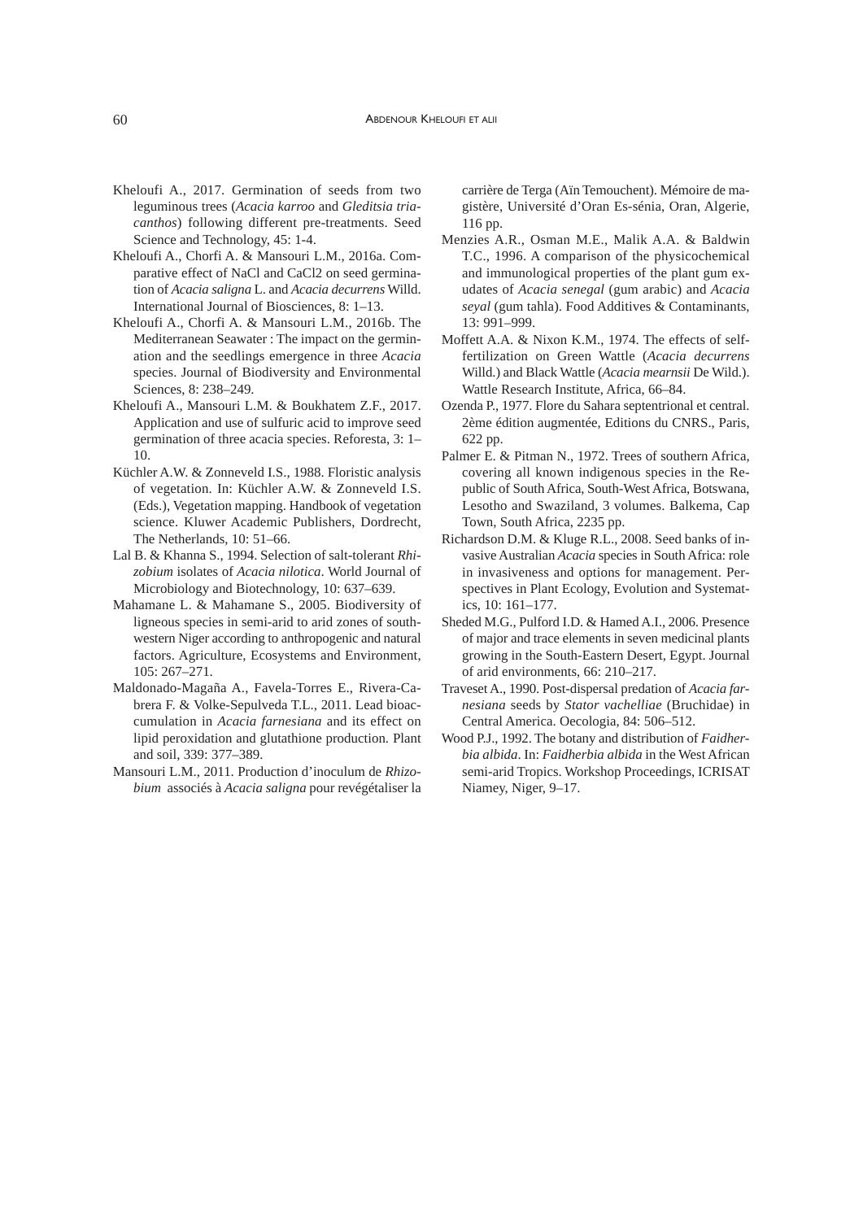Kheloufi A., 2017. Germination of seeds from two leguminous trees (*Acacia karroo* and *Gleditsia triacanthos*) following different pre-treatments. Seed Science and Technology, 45: 1-4.

Kheloufi A., Chorfi A. & Mansouri L.M., 2016a. Comparative effect of NaCl and CaCl2 on seed germination of *Acacia saligna* L. and *Acacia decurrens* Willd. International Journal of Biosciences, 8: 1–13.

Kheloufi A., Chorfi A. & Mansouri L.M., 2016b. The Mediterranean Seawater : The impact on the germination and the seedlings emergence in three *Acacia* species. Journal of Biodiversity and Environmental Sciences, 8: 238–249.

Kheloufi A., Mansouri L.M. & Boukhatem Z.F., 2017. Application and use of sulfuric acid to improve seed germination of three acacia species. Reforesta, 3: 1–10.

Küchler A.W. & Zonneveld I.S., 1988. Floristic analysis of vegetation. In: Küchler A.W. & Zonneveld I.S. (Eds.), Vegetation mapping. Handbook of vegetation science. Kluwer Academic Publishers, Dordrecht, The Netherlands, 10: 51–66.

Lal B. & Khanna S., 1994. Selection of salt-tolerant *Rhizobium* isolates of *Acacia nilotica*. World Journal of Microbiology and Biotechnology, 10: 637–639.

Mahamane L. & Mahamane S., 2005. Biodiversity of ligneous species in semi-arid to arid zones of southwestern Niger according to anthropogenic and natural factors. Agriculture, Ecosystems and Environment, 105: 267–271.

Maldonado-Magaña A., Favela-Torres E., Rivera-Cabrera F. & Volke-Sepulveda T.L., 2011. Lead bioaccumulation in *Acacia farnesiana* and its effect on lipid peroxidation and glutathione production. Plant and soil, 339: 377–389.

Mansouri L.M., 2011. Production d'inoculum de *Rhizobium* associés à *Acacia saligna* pour revégétaliser la carrière de Terga (Aïn Temouchent). Mémoire de magistère, Université d'Oran Es-sénia, Oran, Algerie, 116 pp.

Menzies A.R., Osman M.E., Malik A.A. & Baldwin T.C., 1996. A comparison of the physicochemical and immunological properties of the plant gum exudates of *Acacia senegal* (gum arabic) and *Acacia seyal* (gum tahla). Food Additives & Contaminants, 13: 991–999.

Moffett A.A. & Nixon K.M., 1974. The effects of self-fertilization on Green Wattle (*Acacia decurrens* Willd.) and Black Wattle (*Acacia mearnsii* De Wild.). Wattle Research Institute, Africa, 66–84.

Ozenda P., 1977. Flore du Sahara septentrional et central. 2ème édition augmentée, Editions du CNRS., Paris, 622 pp.

Palmer E. & Pitman N., 1972. Trees of southern Africa, covering all known indigenous species in the Republic of South Africa, South-West Africa, Botswana, Lesotho and Swaziland, 3 volumes. Balkema, Cap Town, South Africa, 2235 pp.

Richardson D.M. & Kluge R.L., 2008. Seed banks of invasive Australian *Acacia* species in South Africa: role in invasiveness and options for management. Perspectives in Plant Ecology, Evolution and Systematics, 10: 161–177.

Sheded M.G., Pulford I.D. & Hamed A.I., 2006. Presence of major and trace elements in seven medicinal plants growing in the South-Eastern Desert, Egypt. Journal of arid environments, 66: 210–217.

Traveset A., 1990. Post-dispersal predation of *Acacia farnesiana* seeds by *Stator vachelliae* (Bruchidae) in Central America. Oecologia, 84: 506–512.

Wood P.J., 1992. The botany and distribution of *Faidherbia albida*. In: *Faidherbia albida* in the West African semi-arid Tropics. Workshop Proceedings, ICRISAT Niamey, Niger, 9–17.